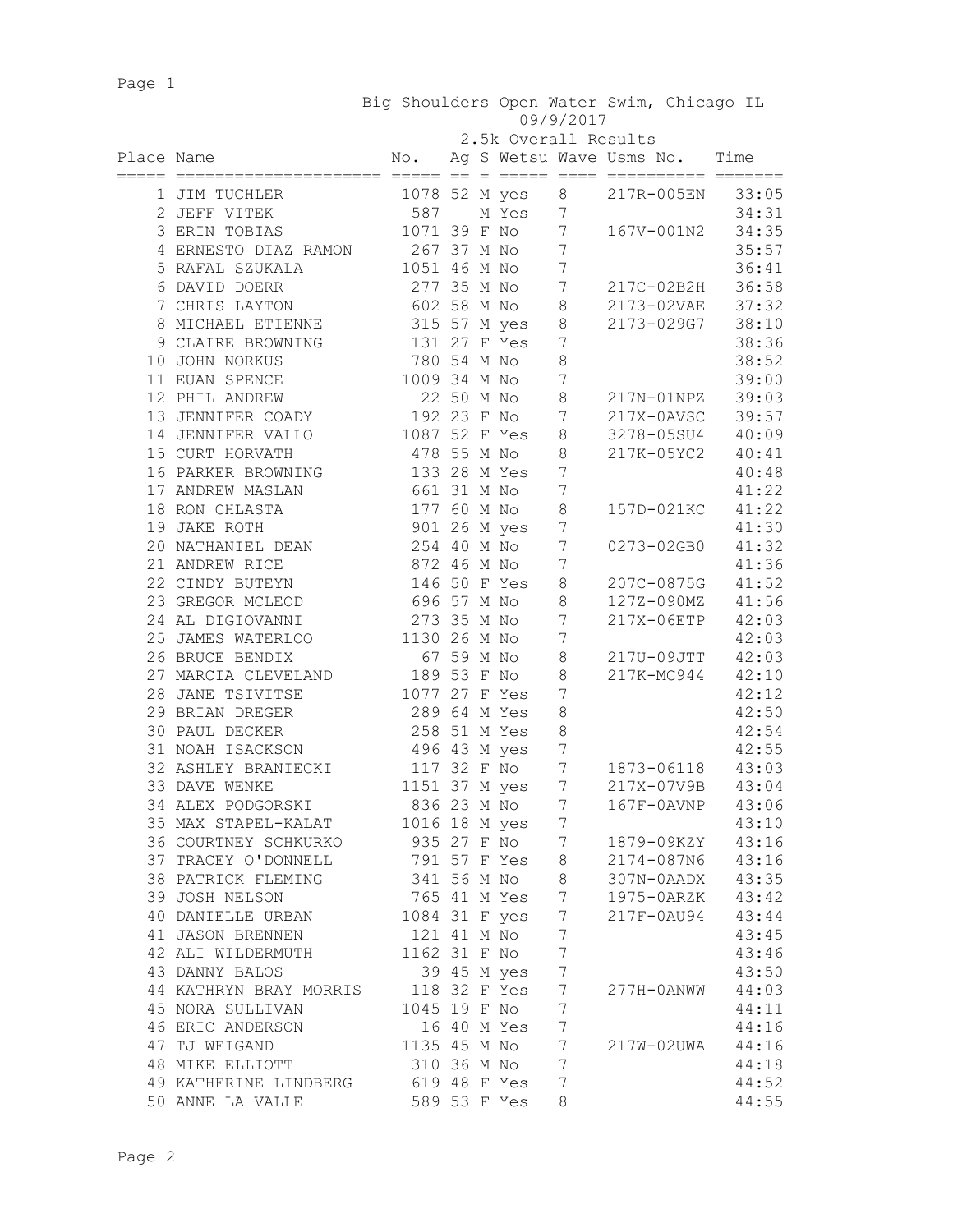# Big Shoulders Open Water Swim, Chicago IL

09/9/2017

## 2.5k Overall Results

| Place | Name | No. | Ag | S | Wetsu | Wave | Usms No. | Time |
|---|---|---|---|---|---|---|---|---|
| 1 | JIM TUCHLER | 1078 | 52 | M | yes | 8 | 217R-005EN | 33:05 |
| 2 | JEFF VITEK | 587 | | M | Yes | 7 | | 34:31 |
| 3 | ERIN TOBIAS | 1071 | 39 | F | No | 7 | 167V-001N2 | 34:35 |
| 4 | ERNESTO DIAZ RAMON | 267 | 37 | M | No | 7 | | 35:57 |
| 5 | RAFAL SZUKALA | 1051 | 46 | M | No | 7 | | 36:41 |
| 6 | DAVID DOERR | 277 | 35 | M | No | 7 | 217C-02B2H | 36:58 |
| 7 | CHRIS LAYTON | 602 | 58 | M | No | 8 | 2173-02VAE | 37:32 |
| 8 | MICHAEL ETIENNE | 315 | 57 | M | yes | 8 | 2173-029G7 | 38:10 |
| 9 | CLAIRE BROWNING | 131 | 27 | F | Yes | 7 | | 38:36 |
| 10 | JOHN NORKUS | 780 | 54 | M | No | 8 | | 38:52 |
| 11 | EUAN SPENCE | 1009 | 34 | M | No | 7 | | 39:00 |
| 12 | PHIL ANDREW | 22 | 50 | M | No | 8 | 217N-01NPZ | 39:03 |
| 13 | JENNIFER COADY | 192 | 23 | F | No | 7 | 217X-0AVSC | 39:57 |
| 14 | JENNIFER VALLO | 1087 | 52 | F | Yes | 8 | 3278-05SU4 | 40:09 |
| 15 | CURT HORVATH | 478 | 55 | M | No | 8 | 217K-05YC2 | 40:41 |
| 16 | PARKER BROWNING | 133 | 28 | M | Yes | 7 | | 40:48 |
| 17 | ANDREW MASLAN | 661 | 31 | M | No | 7 | | 41:22 |
| 18 | RON CHLASTA | 177 | 60 | M | No | 8 | 157D-021KC | 41:22 |
| 19 | JAKE ROTH | 901 | 26 | M | yes | 7 | | 41:30 |
| 20 | NATHANIEL DEAN | 254 | 40 | M | No | 7 | 0273-02GB0 | 41:32 |
| 21 | ANDREW RICE | 872 | 46 | M | No | 7 | | 41:36 |
| 22 | CINDY BUTEYN | 146 | 50 | F | Yes | 8 | 207C-0875G | 41:52 |
| 23 | GREGOR MCLEOD | 696 | 57 | M | No | 8 | 127Z-090MZ | 41:56 |
| 24 | AL DIGIOVANNI | 273 | 35 | M | No | 7 | 217X-06ETP | 42:03 |
| 25 | JAMES WATERLOO | 1130 | 26 | M | No | 7 | | 42:03 |
| 26 | BRUCE BENDIX | 67 | 59 | M | No | 8 | 217U-09JTT | 42:03 |
| 27 | MARCIA CLEVELAND | 189 | 53 | F | No | 8 | 217K-MC944 | 42:10 |
| 28 | JANE TSIVITSE | 1077 | 27 | F | Yes | 7 | | 42:12 |
| 29 | BRIAN DREGER | 289 | 64 | M | Yes | 8 | | 42:50 |
| 30 | PAUL DECKER | 258 | 51 | M | Yes | 8 | | 42:54 |
| 31 | NOAH ISACKSON | 496 | 43 | M | yes | 7 | | 42:55 |
| 32 | ASHLEY BRANIECKI | 117 | 32 | F | No | 7 | 1873-06118 | 43:03 |
| 33 | DAVE WENKE | 1151 | 37 | M | yes | 7 | 217X-07V9B | 43:04 |
| 34 | ALEX PODGORSKI | 836 | 23 | M | No | 7 | 167F-0AVNP | 43:06 |
| 35 | MAX STAPEL-KALAT | 1016 | 18 | M | yes | 7 | | 43:10 |
| 36 | COURTNEY SCHKURKO | 935 | 27 | F | No | 7 | 1879-09KZY | 43:16 |
| 37 | TRACEY O'DONNELL | 791 | 57 | F | Yes | 8 | 2174-087N6 | 43:16 |
| 38 | PATRICK FLEMING | 341 | 56 | M | No | 8 | 307N-0AADX | 43:35 |
| 39 | JOSH NELSON | 765 | 41 | M | Yes | 7 | 1975-0ARZK | 43:42 |
| 40 | DANIELLE URBAN | 1084 | 31 | F | yes | 7 | 217F-0AU94 | 43:44 |
| 41 | JASON BRENNEN | 121 | 41 | M | No | 7 | | 43:45 |
| 42 | ALI WILDERMUTH | 1162 | 31 | F | No | 7 | | 43:46 |
| 43 | DANNY BALOS | 39 | 45 | M | yes | 7 | | 43:50 |
| 44 | KATHRYN BRAY MORRIS | 118 | 32 | F | Yes | 7 | 277H-0ANWW | 44:03 |
| 45 | NORA SULLIVAN | 1045 | 19 | F | No | 7 | | 44:11 |
| 46 | ERIC ANDERSON | 16 | 40 | M | Yes | 7 | | 44:16 |
| 47 | TJ WEIGAND | 1135 | 45 | M | No | 7 | 217W-02UWA | 44:16 |
| 48 | MIKE ELLIOTT | 310 | 36 | M | No | 7 | | 44:18 |
| 49 | KATHERINE LINDBERG | 619 | 48 | F | Yes | 7 | | 44:52 |
| 50 | ANNE LA VALLE | 589 | 53 | F | Yes | 8 | | 44:55 |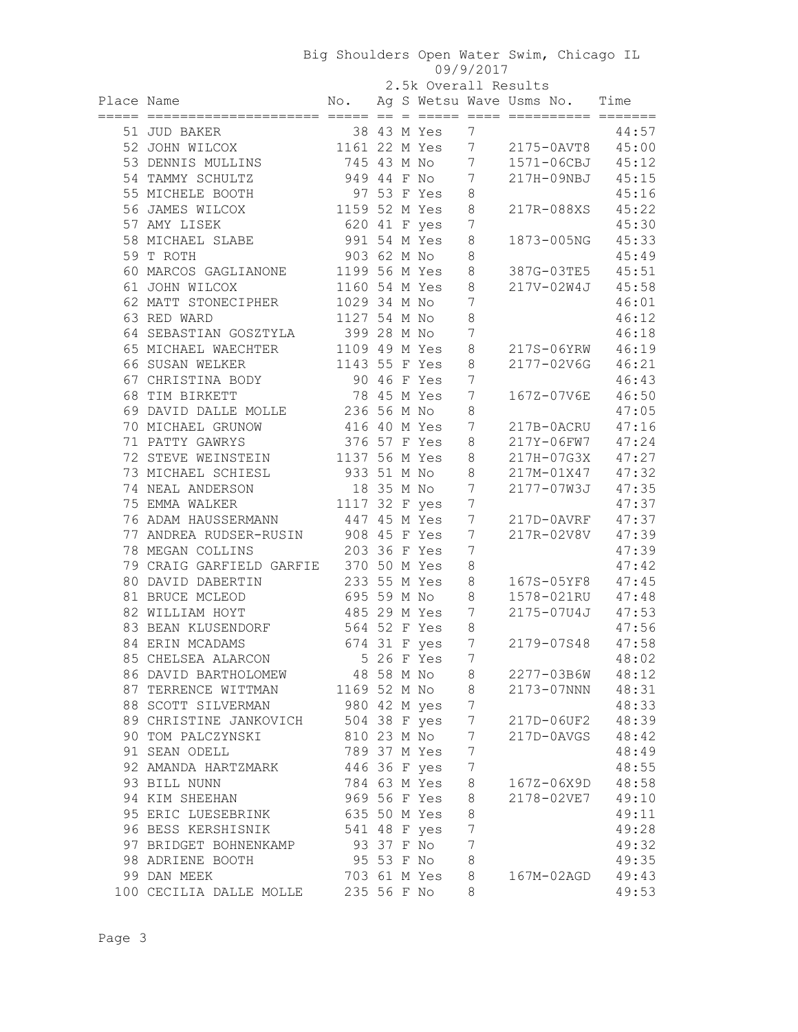Big Shoulders Open Water Swim, Chicago IL
09/9/2017
2.5k Overall Results

| Place | Name | No. | Ag | S | Wetsu | Wave | Usms No. | Time |
|---|---|---|---|---|---|---|---|---|
| 51 | JUD BAKER | 38 | 43 | M | Yes | 7 | | 44:57 |
| 52 | JOHN WILCOX | 1161 | 22 | M | Yes | 7 | 2175-0AVT8 | 45:00 |
| 53 | DENNIS MULLINS | 745 | 43 | M | No | 7 | 1571-06CBJ | 45:12 |
| 54 | TAMMY SCHULTZ | 949 | 44 | F | No | 7 | 217H-09NBJ | 45:15 |
| 55 | MICHELE BOOTH | 97 | 53 | F | Yes | 8 | | 45:16 |
| 56 | JAMES WILCOX | 1159 | 52 | M | Yes | 8 | 217R-088XS | 45:22 |
| 57 | AMY LISEK | 620 | 41 | F | yes | 7 | | 45:30 |
| 58 | MICHAEL SLABE | 991 | 54 | M | Yes | 8 | 1873-005NG | 45:33 |
| 59 | T ROTH | 903 | 62 | M | No | 8 | | 45:49 |
| 60 | MARCOS GAGLIANONE | 1199 | 56 | M | Yes | 8 | 387G-03TE5 | 45:51 |
| 61 | JOHN WILCOX | 1160 | 54 | M | Yes | 8 | 217V-02W4J | 45:58 |
| 62 | MATT STONECIPHER | 1029 | 34 | M | No | 7 | | 46:01 |
| 63 | RED WARD | 1127 | 54 | M | No | 8 | | 46:12 |
| 64 | SEBASTIAN GOSZTYLA | 399 | 28 | M | No | 7 | | 46:18 |
| 65 | MICHAEL WAECHTER | 1109 | 49 | M | Yes | 8 | 217S-06YRW | 46:19 |
| 66 | SUSAN WELKER | 1143 | 55 | F | Yes | 8 | 2177-02V6G | 46:21 |
| 67 | CHRISTINA BODY | 90 | 46 | F | Yes | 7 | | 46:43 |
| 68 | TIM BIRKETT | 78 | 45 | M | Yes | 7 | 167Z-07V6E | 46:50 |
| 69 | DAVID DALLE MOLLE | 236 | 56 | M | No | 8 | | 47:05 |
| 70 | MICHAEL GRUNOW | 416 | 40 | M | Yes | 7 | 217B-0ACRU | 47:16 |
| 71 | PATTY GAWRYS | 376 | 57 | F | Yes | 8 | 217Y-06FW7 | 47:24 |
| 72 | STEVE WEINSTEIN | 1137 | 56 | M | Yes | 8 | 217H-07G3X | 47:27 |
| 73 | MICHAEL SCHIESL | 933 | 51 | M | No | 8 | 217M-01X47 | 47:32 |
| 74 | NEAL ANDERSON | 18 | 35 | M | No | 7 | 2177-07W3J | 47:35 |
| 75 | EMMA WALKER | 1117 | 32 | F | yes | 7 | | 47:37 |
| 76 | ADAM HAUSSERMANN | 447 | 45 | M | Yes | 7 | 217D-0AVRF | 47:37 |
| 77 | ANDREA RUDSER-RUSIN | 908 | 45 | F | Yes | 7 | 217R-02V8V | 47:39 |
| 78 | MEGAN COLLINS | 203 | 36 | F | Yes | 7 | | 47:39 |
| 79 | CRAIG GARFIELD GARFIE | 370 | 50 | M | Yes | 8 | | 47:42 |
| 80 | DAVID DABERTIN | 233 | 55 | M | Yes | 8 | 167S-05YF8 | 47:45 |
| 81 | BRUCE MCLEOD | 695 | 59 | M | No | 8 | 1578-021RU | 47:48 |
| 82 | WILLIAM HOYT | 485 | 29 | M | Yes | 7 | 2175-07U4J | 47:53 |
| 83 | BEAN KLUSENDORF | 564 | 52 | F | Yes | 8 | | 47:56 |
| 84 | ERIN MCADAMS | 674 | 31 | F | yes | 7 | 2179-07S48 | 47:58 |
| 85 | CHELSEA ALARCON | 5 | 26 | F | Yes | 7 | | 48:02 |
| 86 | DAVID BARTHOLOMEW | 48 | 58 | M | No | 8 | 2277-03B6W | 48:12 |
| 87 | TERRENCE WITTMAN | 1169 | 52 | M | No | 8 | 2173-07NNN | 48:31 |
| 88 | SCOTT SILVERMAN | 980 | 42 | M | yes | 7 | | 48:33 |
| 89 | CHRISTINE JANKOVICH | 504 | 38 | F | yes | 7 | 217D-06UF2 | 48:39 |
| 90 | TOM PALCZYNSKI | 810 | 23 | M | No | 7 | 217D-0AVGS | 48:42 |
| 91 | SEAN ODELL | 789 | 37 | M | Yes | 7 | | 48:49 |
| 92 | AMANDA HARTZMARK | 446 | 36 | F | yes | 7 | | 48:55 |
| 93 | BILL NUNN | 784 | 63 | M | Yes | 8 | 167Z-06X9D | 48:58 |
| 94 | KIM SHEEHAN | 969 | 56 | F | Yes | 8 | 2178-02VE7 | 49:10 |
| 95 | ERIC LUESEBRINK | 635 | 50 | M | Yes | 8 | | 49:11 |
| 96 | BESS KERSHISNIK | 541 | 48 | F | yes | 7 | | 49:28 |
| 97 | BRIDGET BOHNENKAMP | 93 | 37 | F | No | 7 | | 49:32 |
| 98 | ADRIENE BOOTH | 95 | 53 | F | No | 8 | | 49:35 |
| 99 | DAN MEEK | 703 | 61 | M | Yes | 8 | 167M-02AGD | 49:43 |
| 100 | CECILIA DALLE MOLLE | 235 | 56 | F | No | 8 | | 49:53 |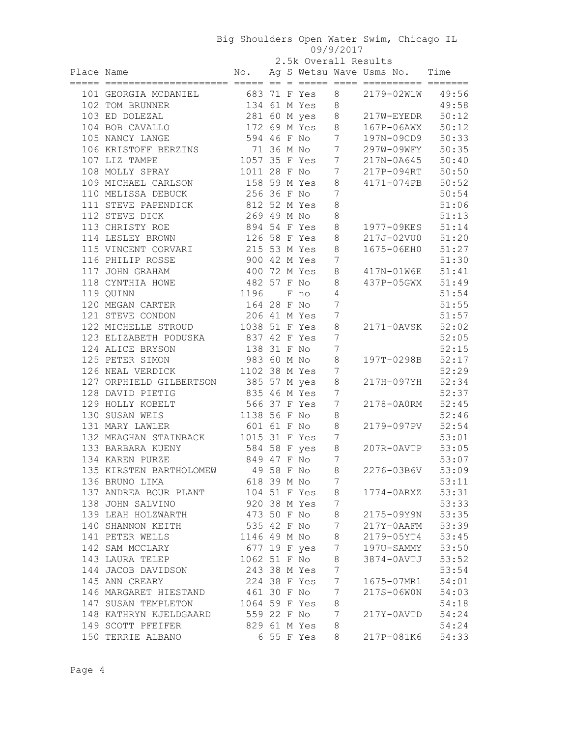# Big Shoulders Open Water Swim, Chicago IL

09/9/2017

2.5k Overall Results

| Place | Name | No. | Ag | S | Wetsu | Wave | Usms No. | Time |
|---|---|---|---|---|---|---|---|---|
| 101 | GEORGIA MCDANIEL | 683 | 71 | F | Yes | 8 | 2179-02W1W | 49:56 |
| 102 | TOM BRUNNER | 134 | 61 | M | Yes | 8 | | 49:58 |
| 103 | ED DOLEZAL | 281 | 60 | M | yes | 8 | 217W-EYEDR | 50:12 |
| 104 | BOB CAVALLO | 172 | 69 | M | Yes | 8 | 167P-06AWX | 50:12 |
| 105 | NANCY LANGE | 594 | 46 | F | No | 7 | 197N-09CD9 | 50:33 |
| 106 | KRISTOFF BERZINS | 71 | 36 | M | No | 7 | 297W-09WFY | 50:35 |
| 107 | LIZ TAMPE | 1057 | 35 | F | Yes | 7 | 217N-0A645 | 50:40 |
| 108 | MOLLY SPRAY | 1011 | 28 | F | No | 7 | 217P-094RT | 50:50 |
| 109 | MICHAEL CARLSON | 158 | 59 | M | Yes | 8 | 4171-074PB | 50:52 |
| 110 | MELISSA DEBUCK | 256 | 36 | F | No | 7 | | 50:54 |
| 111 | STEVE PAPENDICK | 812 | 52 | M | Yes | 8 | | 51:06 |
| 112 | STEVE DICK | 269 | 49 | M | No | 8 | | 51:13 |
| 113 | CHRISTY ROE | 894 | 54 | F | Yes | 8 | 1977-09KES | 51:14 |
| 114 | LESLEY BROWN | 126 | 58 | F | Yes | 8 | 217J-02VU0 | 51:20 |
| 115 | VINCENT CORVARI | 215 | 53 | M | Yes | 8 | 1675-06EH0 | 51:27 |
| 116 | PHILIP ROSSE | 900 | 42 | M | Yes | 7 | | 51:30 |
| 117 | JOHN GRAHAM | 400 | 72 | M | Yes | 8 | 417N-01W6E | 51:41 |
| 118 | CYNTHIA HOWE | 482 | 57 | F | No | 8 | 437P-05GWX | 51:49 |
| 119 | QUINN | 1196 | | F | no | 4 | | 51:54 |
| 120 | MEGAN CARTER | 164 | 28 | F | No | 7 | | 51:55 |
| 121 | STEVE CONDON | 206 | 41 | M | Yes | 7 | | 51:57 |
| 122 | MICHELLE STROUD | 1038 | 51 | F | Yes | 8 | 2171-0AVSK | 52:02 |
| 123 | ELIZABETH PODUSKA | 837 | 42 | F | Yes | 7 | | 52:05 |
| 124 | ALICE BRYSON | 138 | 31 | F | No | 7 | | 52:15 |
| 125 | PETER SIMON | 983 | 60 | M | No | 8 | 197T-0298B | 52:17 |
| 126 | NEAL VERDICK | 1102 | 38 | M | Yes | 7 | | 52:29 |
| 127 | ORPHIELD GILBERTSON | 385 | 57 | M | yes | 8 | 217H-097YH | 52:34 |
| 128 | DAVID PIETIG | 835 | 46 | M | Yes | 7 | | 52:37 |
| 129 | HOLLY KOBELT | 566 | 37 | F | Yes | 7 | 2178-0A0RM | 52:45 |
| 130 | SUSAN WEIS | 1138 | 56 | F | No | 8 | | 52:46 |
| 131 | MARY LAWLER | 601 | 61 | F | No | 8 | 2179-097PV | 52:54 |
| 132 | MEAGHAN STAINBACK | 1015 | 31 | F | Yes | 7 | | 53:01 |
| 133 | BARBARA KUENY | 584 | 58 | F | yes | 8 | 207R-0AVTP | 53:05 |
| 134 | KAREN PURZE | 849 | 47 | F | No | 7 | | 53:07 |
| 135 | KIRSTEN BARTHOLOMEW | 49 | 58 | F | No | 8 | 2276-03B6V | 53:09 |
| 136 | BRUNO LIMA | 618 | 39 | M | No | 7 | | 53:11 |
| 137 | ANDREA BOUR PLANT | 104 | 51 | F | Yes | 8 | 1774-0ARXZ | 53:31 |
| 138 | JOHN SALVINO | 920 | 38 | M | Yes | 7 | | 53:33 |
| 139 | LEAH HOLZWARTH | 473 | 50 | F | No | 8 | 2175-09Y9N | 53:35 |
| 140 | SHANNON KEITH | 535 | 42 | F | No | 7 | 217Y-0AAFM | 53:39 |
| 141 | PETER WELLS | 1146 | 49 | M | No | 8 | 2179-05YT4 | 53:45 |
| 142 | SAM MCCLARY | 677 | 19 | F | yes | 7 | 197U-SAMMY | 53:50 |
| 143 | LAURA TELEP | 1062 | 51 | F | No | 8 | 3874-0AVTJ | 53:52 |
| 144 | JACOB DAVIDSON | 243 | 38 | M | Yes | 7 | | 53:54 |
| 145 | ANN CREARY | 224 | 38 | F | Yes | 7 | 1675-07MR1 | 54:01 |
| 146 | MARGARET HIESTAND | 461 | 30 | F | No | 7 | 217S-06W0N | 54:03 |
| 147 | SUSAN TEMPLETON | 1064 | 59 | F | Yes | 8 | | 54:18 |
| 148 | KATHRYN KJELDGAARD | 559 | 22 | F | No | 7 | 217Y-0AVTD | 54:24 |
| 149 | SCOTT PFEIFER | 829 | 61 | M | Yes | 8 | | 54:24 |
| 150 | TERRIE ALBANO | 6 | 55 | F | Yes | 8 | 217P-081K6 | 54:33 |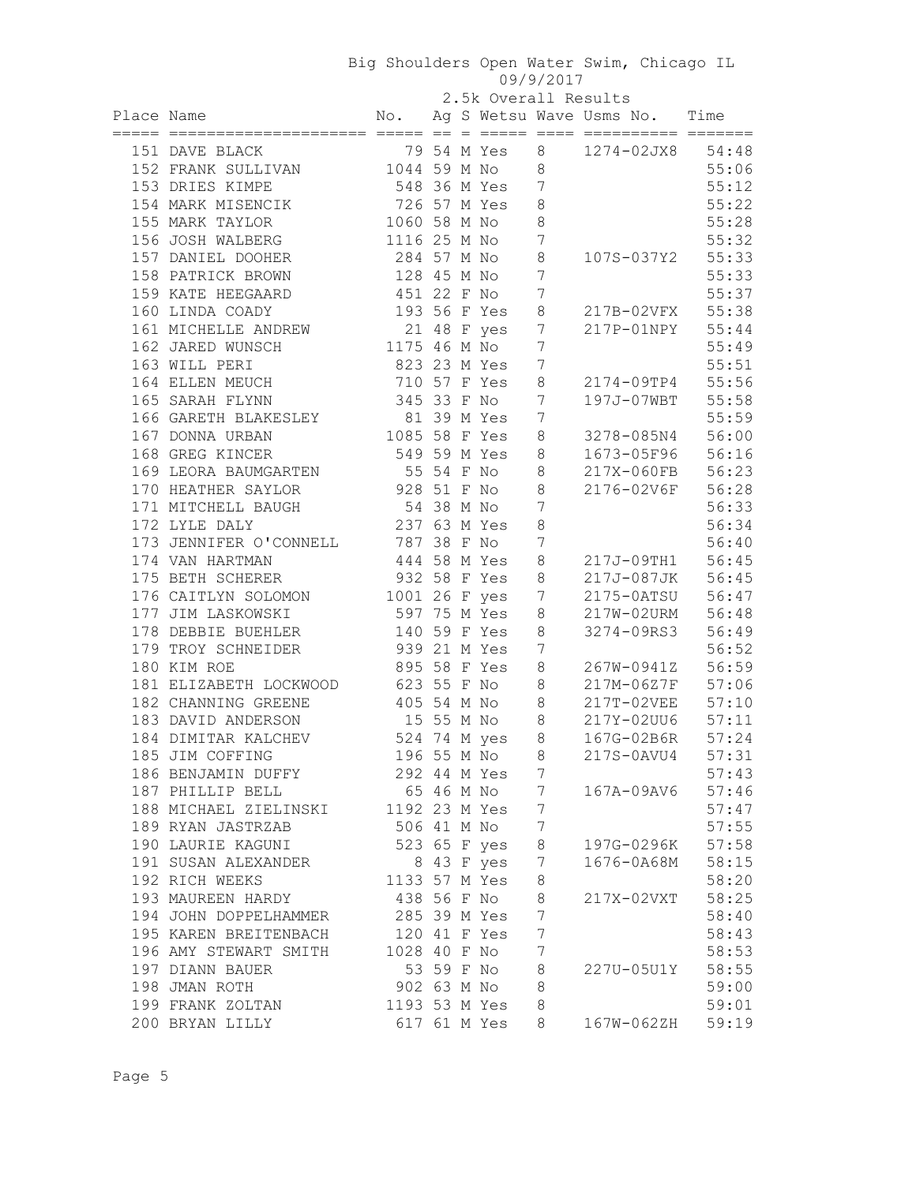# Big Shoulders Open Water Swim, Chicago IL

09/9/2017

## 2.5k Overall Results

| Place | Name | No. | Ag | S | Wetsu | Wave | Usms No. | Time |
|---|---|---|---|---|---|---|---|---|
| 151 | DAVE BLACK | 79 | 54 | M | Yes | 8 | 1274-02JX8 | 54:48 |
| 152 | FRANK SULLIVAN | 1044 | 59 | M | No | 8 | | 55:06 |
| 153 | DRIES KIMPE | 548 | 36 | M | Yes | 7 | | 55:12 |
| 154 | MARK MISENCIK | 726 | 57 | M | Yes | 8 | | 55:22 |
| 155 | MARK TAYLOR | 1060 | 58 | M | No | 8 | | 55:28 |
| 156 | JOSH WALBERG | 1116 | 25 | M | No | 7 | | 55:32 |
| 157 | DANIEL DOOHER | 284 | 57 | M | No | 8 | 107S-037Y2 | 55:33 |
| 158 | PATRICK BROWN | 128 | 45 | M | No | 7 | | 55:33 |
| 159 | KATE HEEGAARD | 451 | 22 | F | No | 7 | | 55:37 |
| 160 | LINDA COADY | 193 | 56 | F | Yes | 8 | 217B-02VFX | 55:38 |
| 161 | MICHELLE ANDREW | 21 | 48 | F | yes | 7 | 217P-01NPY | 55:44 |
| 162 | JARED WUNSCH | 1175 | 46 | M | No | 7 | | 55:49 |
| 163 | WILL PERI | 823 | 23 | M | Yes | 7 | | 55:51 |
| 164 | ELLEN MEUCH | 710 | 57 | F | Yes | 8 | 2174-09TP4 | 55:56 |
| 165 | SARAH FLYNN | 345 | 33 | F | No | 7 | 197J-07WBT | 55:58 |
| 166 | GARETH BLAKESLEY | 81 | 39 | M | Yes | 7 | | 55:59 |
| 167 | DONNA URBAN | 1085 | 58 | F | Yes | 8 | 3278-085N4 | 56:00 |
| 168 | GREG KINCER | 549 | 59 | M | Yes | 8 | 1673-05F96 | 56:16 |
| 169 | LEORA BAUMGARTEN | 55 | 54 | F | No | 8 | 217X-060FB | 56:23 |
| 170 | HEATHER SAYLOR | 928 | 51 | F | No | 8 | 2176-02V6F | 56:28 |
| 171 | MITCHELL BAUGH | 54 | 38 | M | No | 7 | | 56:33 |
| 172 | LYLE DALY | 237 | 63 | M | Yes | 8 | | 56:34 |
| 173 | JENNIFER O'CONNELL | 787 | 38 | F | No | 7 | | 56:40 |
| 174 | VAN HARTMAN | 444 | 58 | M | Yes | 8 | 217J-09TH1 | 56:45 |
| 175 | BETH SCHERER | 932 | 58 | F | Yes | 8 | 217J-087JK | 56:45 |
| 176 | CAITLYN SOLOMON | 1001 | 26 | F | yes | 7 | 2175-0ATSU | 56:47 |
| 177 | JIM LASKOWSKI | 597 | 75 | M | Yes | 8 | 217W-02URM | 56:48 |
| 178 | DEBBIE BUEHLER | 140 | 59 | F | Yes | 8 | 3274-09RS3 | 56:49 |
| 179 | TROY SCHNEIDER | 939 | 21 | M | Yes | 7 | | 56:52 |
| 180 | KIM ROE | 895 | 58 | F | Yes | 8 | 267W-0941Z | 56:59 |
| 181 | ELIZABETH LOCKWOOD | 623 | 55 | F | No | 8 | 217M-06Z7F | 57:06 |
| 182 | CHANNING GREENE | 405 | 54 | M | No | 8 | 217T-02VEE | 57:10 |
| 183 | DAVID ANDERSON | 15 | 55 | M | No | 8 | 217Y-02UU6 | 57:11 |
| 184 | DIMITAR KALCHEV | 524 | 74 | M | yes | 8 | 167G-02B6R | 57:24 |
| 185 | JIM COFFING | 196 | 55 | M | No | 8 | 217S-0AVU4 | 57:31 |
| 186 | BENJAMIN DUFFY | 292 | 44 | M | Yes | 7 | | 57:43 |
| 187 | PHILLIP BELL | 65 | 46 | M | No | 7 | 167A-09AV6 | 57:46 |
| 188 | MICHAEL ZIELINSKI | 1192 | 23 | M | Yes | 7 | | 57:47 |
| 189 | RYAN JASTRZAB | 506 | 41 | M | No | 7 | | 57:55 |
| 190 | LAURIE KAGUNI | 523 | 65 | F | yes | 8 | 197G-0296K | 57:58 |
| 191 | SUSAN ALEXANDER | 8 | 43 | F | yes | 7 | 1676-0A68M | 58:15 |
| 192 | RICH WEEKS | 1133 | 57 | M | Yes | 8 | | 58:20 |
| 193 | MAUREEN HARDY | 438 | 56 | F | No | 8 | 217X-02VXT | 58:25 |
| 194 | JOHN DOPPELHAMMER | 285 | 39 | M | Yes | 7 | | 58:40 |
| 195 | KAREN BREITENBACH | 120 | 41 | F | Yes | 7 | | 58:43 |
| 196 | AMY STEWART SMITH | 1028 | 40 | F | No | 7 | | 58:53 |
| 197 | DIANN BAUER | 53 | 59 | F | No | 8 | 227U-05U1Y | 58:55 |
| 198 | JMAN ROTH | 902 | 63 | M | No | 8 | | 59:00 |
| 199 | FRANK ZOLTAN | 1193 | 53 | M | Yes | 8 | | 59:01 |
| 200 | BRYAN LILLY | 617 | 61 | M | Yes | 8 | 167W-062ZH | 59:19 |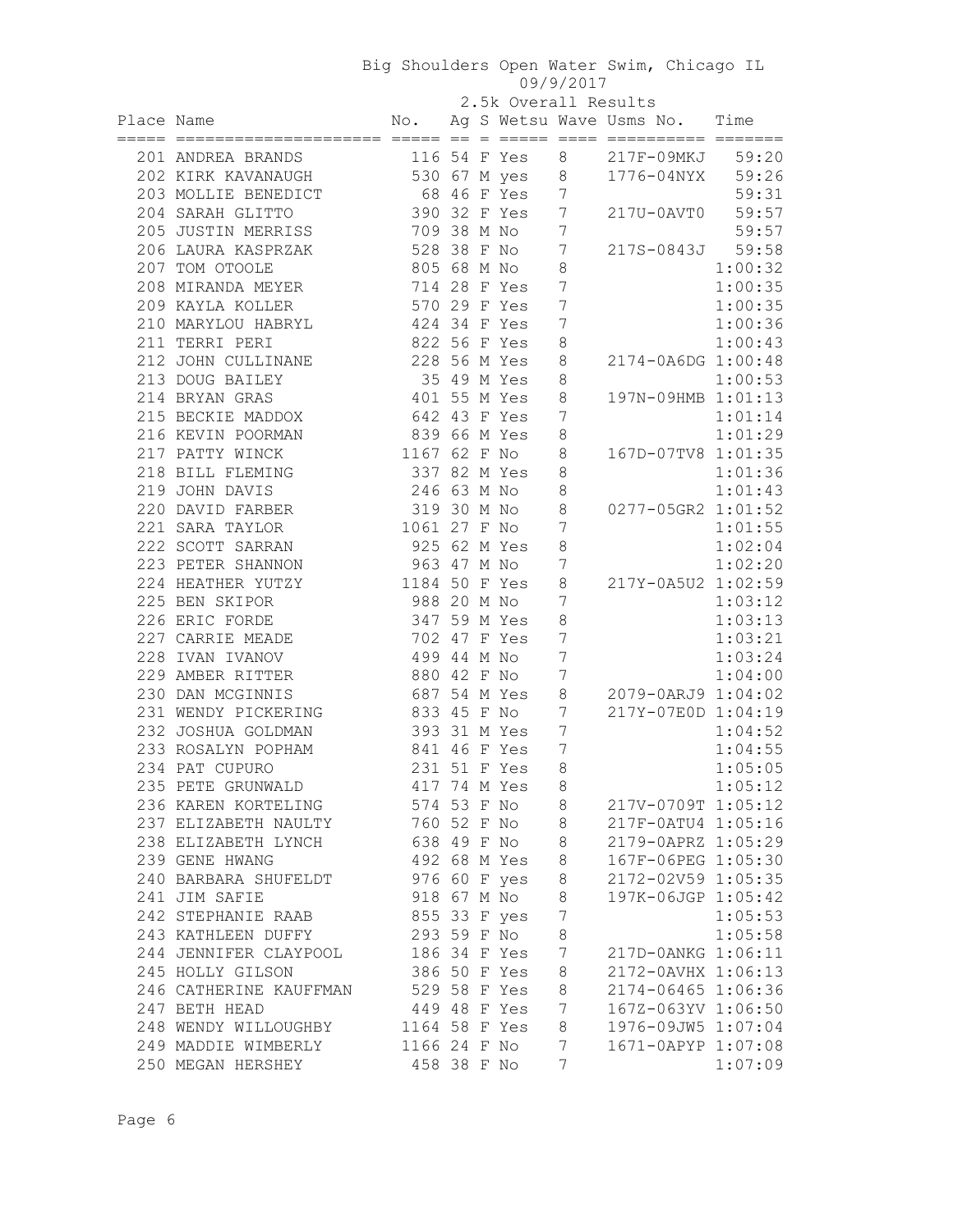# Big Shoulders Open Water Swim, Chicago IL

09/9/2017

## 2.5k Overall Results

| Place | Name | No. | Ag | S | Wetsu | Wave | Usms No. | Time |
|---|---|---|---|---|---|---|---|---|
| 201 | ANDREA BRANDS | 116 | 54 | F | Yes | 8 | 217F-09MKJ | 59:20 |
| 202 | KIRK KAVANAUGH | 530 | 67 | M | yes | 8 | 1776-04NYX | 59:26 |
| 203 | MOLLIE BENEDICT | 68 | 46 | F | Yes | 7 | | 59:31 |
| 204 | SARAH GLITTO | 390 | 32 | F | Yes | 7 | 217U-0AVT0 | 59:57 |
| 205 | JUSTIN MERRISS | 709 | 38 | M | No | 7 | | 59:57 |
| 206 | LAURA KASPRZAK | 528 | 38 | F | No | 7 | 217S-0843J | 59:58 |
| 207 | TOM OTOOLE | 805 | 68 | M | No | 8 | | 1:00:32 |
| 208 | MIRANDA MEYER | 714 | 28 | F | Yes | 7 | | 1:00:35 |
| 209 | KAYLA KOLLER | 570 | 29 | F | Yes | 7 | | 1:00:35 |
| 210 | MARYLOU HABRYL | 424 | 34 | F | Yes | 7 | | 1:00:36 |
| 211 | TERRI PERI | 822 | 56 | F | Yes | 8 | | 1:00:43 |
| 212 | JOHN CULLINANE | 228 | 56 | M | Yes | 8 | 2174-0A6DG | 1:00:48 |
| 213 | DOUG BAILEY | 35 | 49 | M | Yes | 8 | | 1:00:53 |
| 214 | BRYAN GRAS | 401 | 55 | M | Yes | 8 | 197N-09HMB | 1:01:13 |
| 215 | BECKIE MADDOX | 642 | 43 | F | Yes | 7 | | 1:01:14 |
| 216 | KEVIN POORMAN | 839 | 66 | M | Yes | 8 | | 1:01:29 |
| 217 | PATTY WINCK | 1167 | 62 | F | No | 8 | 167D-07TV8 | 1:01:35 |
| 218 | BILL FLEMING | 337 | 82 | M | Yes | 8 | | 1:01:36 |
| 219 | JOHN DAVIS | 246 | 63 | M | No | 8 | | 1:01:43 |
| 220 | DAVID FARBER | 319 | 30 | M | No | 8 | 0277-05GR2 | 1:01:52 |
| 221 | SARA TAYLOR | 1061 | 27 | F | No | 7 | | 1:01:55 |
| 222 | SCOTT SARRAN | 925 | 62 | M | Yes | 8 | | 1:02:04 |
| 223 | PETER SHANNON | 963 | 47 | M | No | 7 | | 1:02:20 |
| 224 | HEATHER YUTZY | 1184 | 50 | F | Yes | 8 | 217Y-0A5U2 | 1:02:59 |
| 225 | BEN SKIPOR | 988 | 20 | M | No | 7 | | 1:03:12 |
| 226 | ERIC FORDE | 347 | 59 | M | Yes | 8 | | 1:03:13 |
| 227 | CARRIE MEADE | 702 | 47 | F | Yes | 7 | | 1:03:21 |
| 228 | IVAN IVANOV | 499 | 44 | M | No | 7 | | 1:03:24 |
| 229 | AMBER RITTER | 880 | 42 | F | No | 7 | | 1:04:00 |
| 230 | DAN MCGINNIS | 687 | 54 | M | Yes | 8 | 2079-0ARJ9 | 1:04:02 |
| 231 | WENDY PICKERING | 833 | 45 | F | No | 7 | 217Y-07E0D | 1:04:19 |
| 232 | JOSHUA GOLDMAN | 393 | 31 | M | Yes | 7 | | 1:04:52 |
| 233 | ROSALYN POPHAM | 841 | 46 | F | Yes | 7 | | 1:04:55 |
| 234 | PAT CUPURO | 231 | 51 | F | Yes | 8 | | 1:05:05 |
| 235 | PETE GRUNWALD | 417 | 74 | M | Yes | 8 | | 1:05:12 |
| 236 | KAREN KORTELING | 574 | 53 | F | No | 8 | 217V-0709T | 1:05:12 |
| 237 | ELIZABETH NAULTY | 760 | 52 | F | No | 8 | 217F-0ATU4 | 1:05:16 |
| 238 | ELIZABETH LYNCH | 638 | 49 | F | No | 8 | 2179-0APRZ | 1:05:29 |
| 239 | GENE HWANG | 492 | 68 | M | Yes | 8 | 167F-06PEG | 1:05:30 |
| 240 | BARBARA SHUFELDT | 976 | 60 | F | yes | 8 | 2172-02V59 | 1:05:35 |
| 241 | JIM SAFIE | 918 | 67 | M | No | 8 | 197K-06JGP | 1:05:42 |
| 242 | STEPHANIE RAAB | 855 | 33 | F | yes | 7 | | 1:05:53 |
| 243 | KATHLEEN DUFFY | 293 | 59 | F | No | 8 | | 1:05:58 |
| 244 | JENNIFER CLAYPOOL | 186 | 34 | F | Yes | 7 | 217D-0ANKG | 1:06:11 |
| 245 | HOLLY GILSON | 386 | 50 | F | Yes | 8 | 2172-0AVHX | 1:06:13 |
| 246 | CATHERINE KAUFFMAN | 529 | 58 | F | Yes | 8 | 2174-06465 | 1:06:36 |
| 247 | BETH HEAD | 449 | 48 | F | Yes | 7 | 167Z-063YV | 1:06:50 |
| 248 | WENDY WILLOUGHBY | 1164 | 58 | F | Yes | 8 | 1976-09JW5 | 1:07:04 |
| 249 | MADDIE WIMBERLY | 1166 | 24 | F | No | 7 | 1671-0APYP | 1:07:08 |
| 250 | MEGAN HERSHEY | 458 | 38 | F | No | 7 | | 1:07:09 |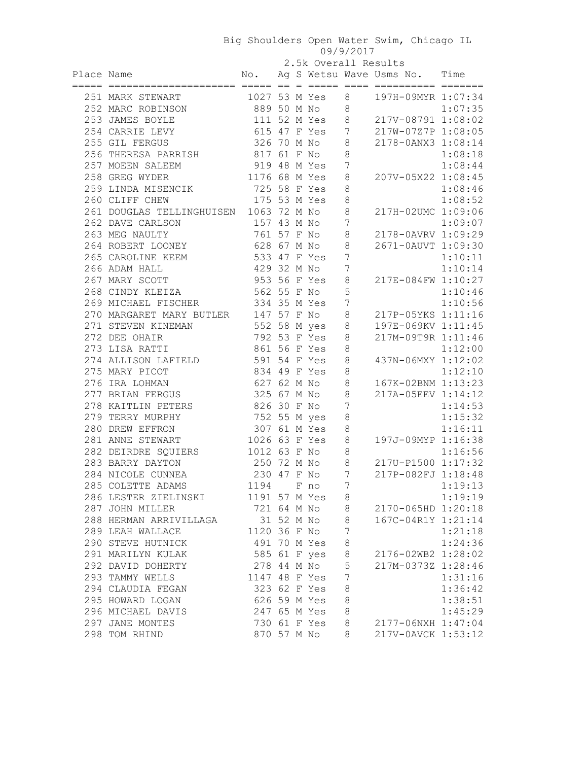Big Shoulders Open Water Swim, Chicago IL
09/9/2017
2.5k Overall Results

| Place | Name | No. | Ag | S | Wetsu | Wave | Usms No. | Time |
|---|---|---|---|---|---|---|---|---|
| 251 | MARK STEWART | 1027 | 53 | M | Yes | 8 | 197H-09MYR | 1:07:34 |
| 252 | MARC ROBINSON | 889 | 50 | M | No | 8 | | 1:07:35 |
| 253 | JAMES BOYLE | 111 | 52 | M | Yes | 8 | 217V-08791 | 1:08:02 |
| 254 | CARRIE LEVY | 615 | 47 | F | Yes | 7 | 217W-07Z7P | 1:08:05 |
| 255 | GIL FERGUS | 326 | 70 | M | No | 8 | 2178-0ANX3 | 1:08:14 |
| 256 | THERESA PARRISH | 817 | 61 | F | No | 8 | | 1:08:18 |
| 257 | MOEEN SALEEM | 919 | 48 | M | Yes | 7 | | 1:08:44 |
| 258 | GREG WYDER | 1176 | 68 | M | Yes | 8 | 207V-05X22 | 1:08:45 |
| 259 | LINDA MISENCIK | 725 | 58 | F | Yes | 8 | | 1:08:46 |
| 260 | CLIFF CHEW | 175 | 53 | M | Yes | 8 | | 1:08:52 |
| 261 | DOUGLAS TELLINGHUISEN | 1063 | 72 | M | No | 8 | 217H-02UMC | 1:09:06 |
| 262 | DAVE CARLSON | 157 | 43 | M | No | 7 | | 1:09:07 |
| 263 | MEG NAULTY | 761 | 57 | F | No | 8 | 2178-0AVRV | 1:09:29 |
| 264 | ROBERT LOONEY | 628 | 67 | M | No | 8 | 2671-0AUVT | 1:09:30 |
| 265 | CAROLINE KEEM | 533 | 47 | F | Yes | 7 | | 1:10:11 |
| 266 | ADAM HALL | 429 | 32 | M | No | 7 | | 1:10:14 |
| 267 | MARY SCOTT | 953 | 56 | F | Yes | 8 | 217E-084FW | 1:10:27 |
| 268 | CINDY KLEIZA | 562 | 55 | F | No | 5 | | 1:10:46 |
| 269 | MICHAEL FISCHER | 334 | 35 | M | Yes | 7 | | 1:10:56 |
| 270 | MARGARET MARY BUTLER | 147 | 57 | F | No | 8 | 217P-05YKS | 1:11:16 |
| 271 | STEVEN KINEMAN | 552 | 58 | M | yes | 8 | 197E-069KV | 1:11:45 |
| 272 | DEE OHAIR | 792 | 53 | F | Yes | 8 | 217M-09T9R | 1:11:46 |
| 273 | LISA RATTI | 861 | 56 | F | Yes | 8 | | 1:12:00 |
| 274 | ALLISON LAFIELD | 591 | 54 | F | Yes | 8 | 437N-06MXY | 1:12:02 |
| 275 | MARY PICOT | 834 | 49 | F | Yes | 8 | | 1:12:10 |
| 276 | IRA LOHMAN | 627 | 62 | M | No | 8 | 167K-02BNM | 1:13:23 |
| 277 | BRIAN FERGUS | 325 | 67 | M | No | 8 | 217A-05EEV | 1:14:12 |
| 278 | KAITLIN PETERS | 826 | 30 | F | No | 7 | | 1:14:53 |
| 279 | TERRY MURPHY | 752 | 55 | M | yes | 8 | | 1:15:32 |
| 280 | DREW EFFRON | 307 | 61 | M | Yes | 8 | | 1:16:11 |
| 281 | ANNE STEWART | 1026 | 63 | F | Yes | 8 | 197J-09MYP | 1:16:38 |
| 282 | DEIRDRE SQUIERS | 1012 | 63 | F | No | 8 | | 1:16:56 |
| 283 | BARRY DAYTON | 250 | 72 | M | No | 8 | 217U-P1500 | 1:17:32 |
| 284 | NICOLE CUNNEA | 230 | 47 | F | No | 7 | 217P-082FJ | 1:18:48 |
| 285 | COLETTE ADAMS | 1194 | | F | no | 7 | | 1:19:13 |
| 286 | LESTER ZIELINSKI | 1191 | 57 | M | Yes | 8 | | 1:19:19 |
| 287 | JOHN MILLER | 721 | 64 | M | No | 8 | 2170-065HD | 1:20:18 |
| 288 | HERMAN ARRIVILLAGA | 31 | 52 | M | No | 8 | 167C-04R1Y | 1:21:14 |
| 289 | LEAH WALLACE | 1120 | 36 | F | No | 7 | | 1:21:18 |
| 290 | STEVE HUTNICK | 491 | 70 | M | Yes | 8 | | 1:24:36 |
| 291 | MARILYN KULAK | 585 | 61 | F | yes | 8 | 2176-02WB2 | 1:28:02 |
| 292 | DAVID DOHERTY | 278 | 44 | M | No | 5 | 217M-0373Z | 1:28:46 |
| 293 | TAMMY WELLS | 1147 | 48 | F | Yes | 7 | | 1:31:16 |
| 294 | CLAUDIA FEGAN | 323 | 62 | F | Yes | 8 | | 1:36:42 |
| 295 | HOWARD LOGAN | 626 | 59 | M | Yes | 8 | | 1:38:51 |
| 296 | MICHAEL DAVIS | 247 | 65 | M | Yes | 8 | | 1:45:29 |
| 297 | JANE MONTES | 730 | 61 | F | Yes | 8 | 2177-06NXH | 1:47:04 |
| 298 | TOM RHIND | 870 | 57 | M | No | 8 | 217V-0AVCK | 1:53:12 |